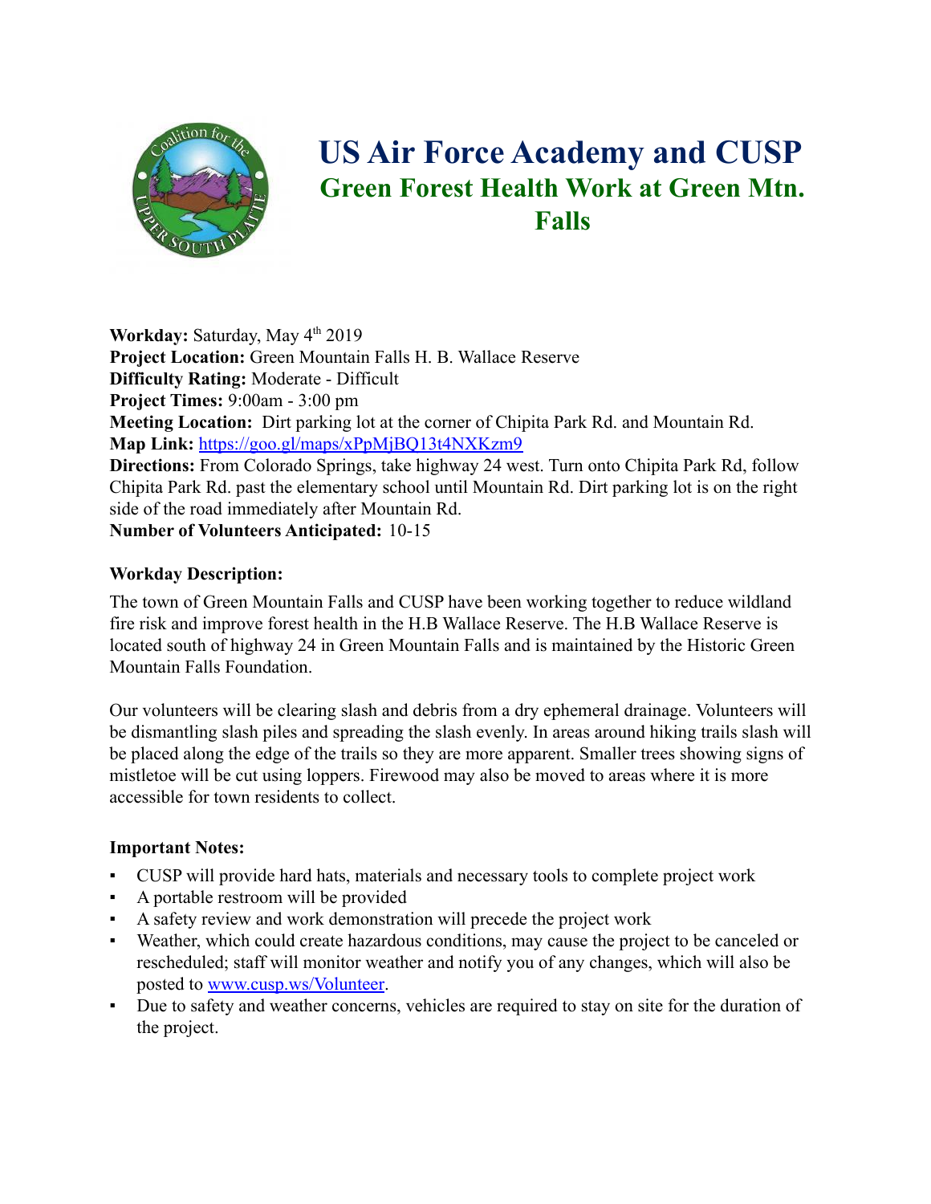# US Air Force Academy and CUSP

## Green Forest Health Work at Green Mtn. Falls

**Workday:** Saturday, May 4th 2019
**Project Location:** Green Mountain Falls H. B. Wallace Reserve
**Difficulty Rating:** Moderate - Difficult
**Project Times:** 9:00am - 3:00 pm
**Meeting Location:** Dirt parking lot at the corner of Chipita Park Rd. and Mountain Rd.
**Map Link:** https://goo.gl/maps/xPpMjBQ13t4NXKzm9
**Directions:** From Colorado Springs, take highway 24 west. Turn onto Chipita Park Rd, follow Chipita Park Rd. past the elementary school until Mountain Rd. Dirt parking lot is on the right side of the road immediately after Mountain Rd.
**Number of Volunteers Anticipated:** 10-15

**Workday Description:**

The town of Green Mountain Falls and CUSP have been working together to reduce wildland fire risk and improve forest health in the H.B Wallace Reserve. The H.B Wallace Reserve is located south of highway 24 in Green Mountain Falls and is maintained by the Historic Green Mountain Falls Foundation.

Our volunteers will be clearing slash and debris from a dry ephemeral drainage. Volunteers will be dismantling slash piles and spreading the slash evenly. In areas around hiking trails slash will be placed along the edge of the trails so they are more apparent. Smaller trees showing signs of mistletoe will be cut using loppers. Firewood may also be moved to areas where it is more accessible for town residents to collect.

**Important Notes:**

- CUSP will provide hard hats, materials and necessary tools to complete project work
- A portable restroom will be provided
- A safety review and work demonstration will precede the project work
- Weather, which could create hazardous conditions, may cause the project to be canceled or rescheduled; staff will monitor weather and notify you of any changes, which will also be posted to www.cusp.ws/Volunteer.
- Due to safety and weather concerns, vehicles are required to stay on site for the duration of the project.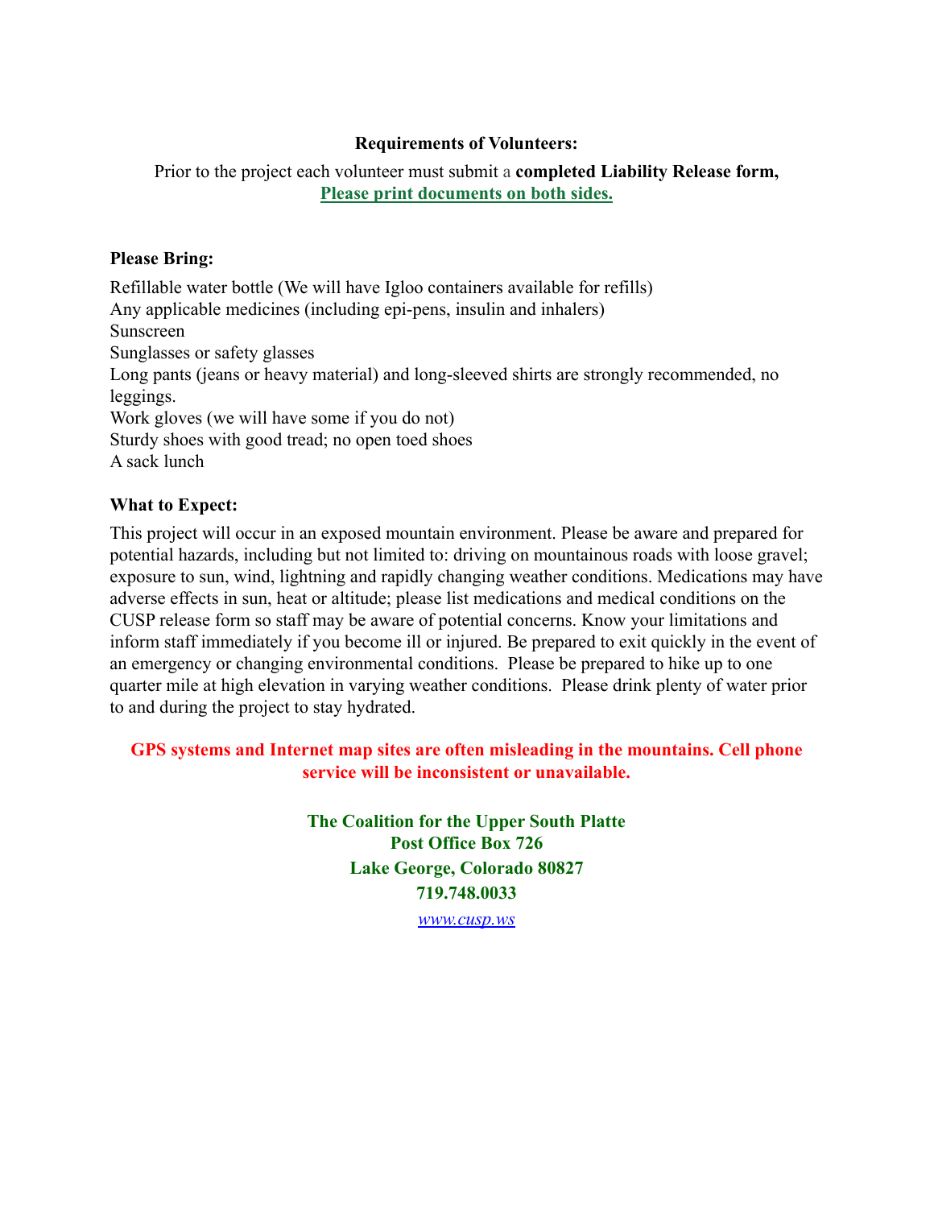**Requirements of Volunteers:**

Prior to the project each volunteer must submit a **completed Liability Release form,**
**Please print documents on both sides.**

**Please Bring:**

Refillable water bottle (We will have Igloo containers available for refills)
Any applicable medicines (including epi-pens, insulin and inhalers)
Sunscreen
Sunglasses or safety glasses
Long pants (jeans or heavy material) and long-sleeved shirts are strongly recommended, no leggings.
Work gloves (we will have some if you do not)
Sturdy shoes with good tread; no open toed shoes
A sack lunch

**What to Expect:**

This project will occur in an exposed mountain environment. Please be aware and prepared for potential hazards, including but not limited to: driving on mountainous roads with loose gravel; exposure to sun, wind, lightning and rapidly changing weather conditions. Medications may have adverse effects in sun, heat or altitude; please list medications and medical conditions on the CUSP release form so staff may be aware of potential concerns. Know your limitations and inform staff immediately if you become ill or injured. Be prepared to exit quickly in the event of an emergency or changing environmental conditions. Please be prepared to hike up to one quarter mile at high elevation in varying weather conditions. Please drink plenty of water prior to and during the project to stay hydrated.

**GPS systems and Internet map sites are often misleading in the mountains. Cell phone service will be inconsistent or unavailable.**

**The Coalition for the Upper South Platte**
**Post Office Box 726**
**Lake George, Colorado 80827**
**719.748.0033**
*www.cusp.ws*